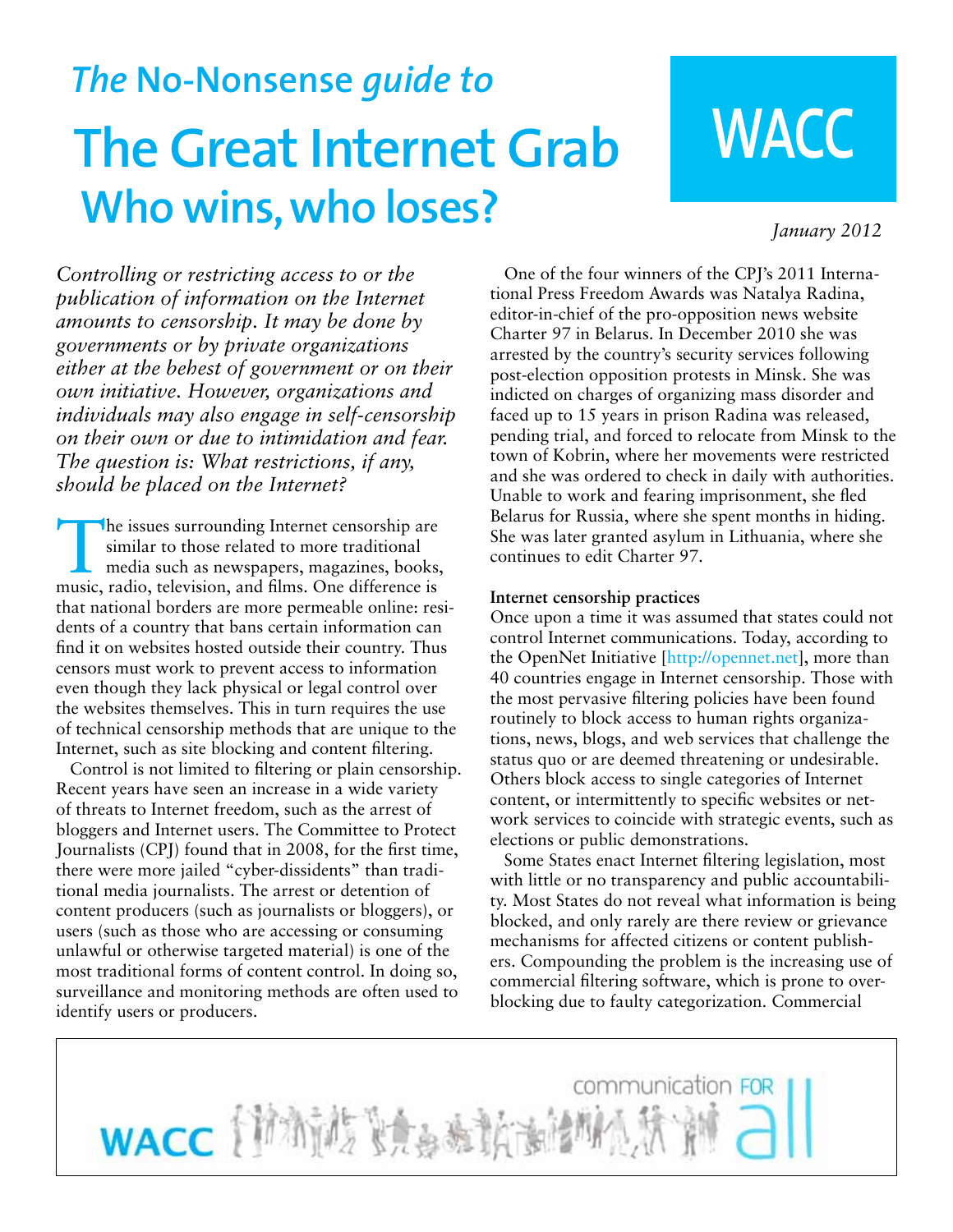*The* No-Nonsense *guide to*

# The Great Internet Grab
## Who wins, who loses?

WACC

*January 2012*

*Controlling or restricting access to or the publication of information on the Internet amounts to censorship. It may be done by governments or by private organizations either at the behest of government or on their own initiative. However, organizations and individuals may also engage in self-censorship on their own or due to intimidation and fear. The question is: What restrictions, if any, should be placed on the Internet?*

The issues surrounding Internet censorship are similar to those related to more traditional media such as newspapers, magazines, books, music, radio, television, and films. One difference is that national borders are more permeable online: residents of a country that bans certain information can find it on websites hosted outside their country. Thus censors must work to prevent access to information even though they lack physical or legal control over the websites themselves. This in turn requires the use of technical censorship methods that are unique to the Internet, such as site blocking and content filtering.

Control is not limited to filtering or plain censorship. Recent years have seen an increase in a wide variety of threats to Internet freedom, such as the arrest of bloggers and Internet users. The Committee to Protect Journalists (CPJ) found that in 2008, for the first time, there were more jailed "cyber-dissidents" than traditional media journalists. The arrest or detention of content producers (such as journalists or bloggers), or users (such as those who are accessing or consuming unlawful or otherwise targeted material) is one of the most traditional forms of content control. In doing so, surveillance and monitoring methods are often used to identify users or producers.

One of the four winners of the CPJ's 2011 International Press Freedom Awards was Natalya Radina, editor-in-chief of the pro-opposition news website Charter 97 in Belarus. In December 2010 she was arrested by the country's security services following post-election opposition protests in Minsk. She was indicted on charges of organizing mass disorder and faced up to 15 years in prison Radina was released, pending trial, and forced to relocate from Minsk to the town of Kobrin, where her movements were restricted and she was ordered to check in daily with authorities. Unable to work and fearing imprisonment, she fled Belarus for Russia, where she spent months in hiding. She was later granted asylum in Lithuania, where she continues to edit Charter 97.

**Internet censorship practices**

Once upon a time it was assumed that states could not control Internet communications. Today, according to the OpenNet Initiative [http://opennet.net], more than 40 countries engage in Internet censorship. Those with the most pervasive filtering policies have been found routinely to block access to human rights organizations, news, blogs, and web services that challenge the status quo or are deemed threatening or undesirable. Others block access to single categories of Internet content, or intermittently to specific websites or network services to coincide with strategic events, such as elections or public demonstrations.

Some States enact Internet filtering legislation, most with little or no transparency and public accountability. Most States do not reveal what information is being blocked, and only rarely are there review or grievance mechanisms for affected citizens or content publishers. Compounding the problem is the increasing use of commercial filtering software, which is prone to over-blocking due to faulty categorization. Commercial

WACC communication FOR all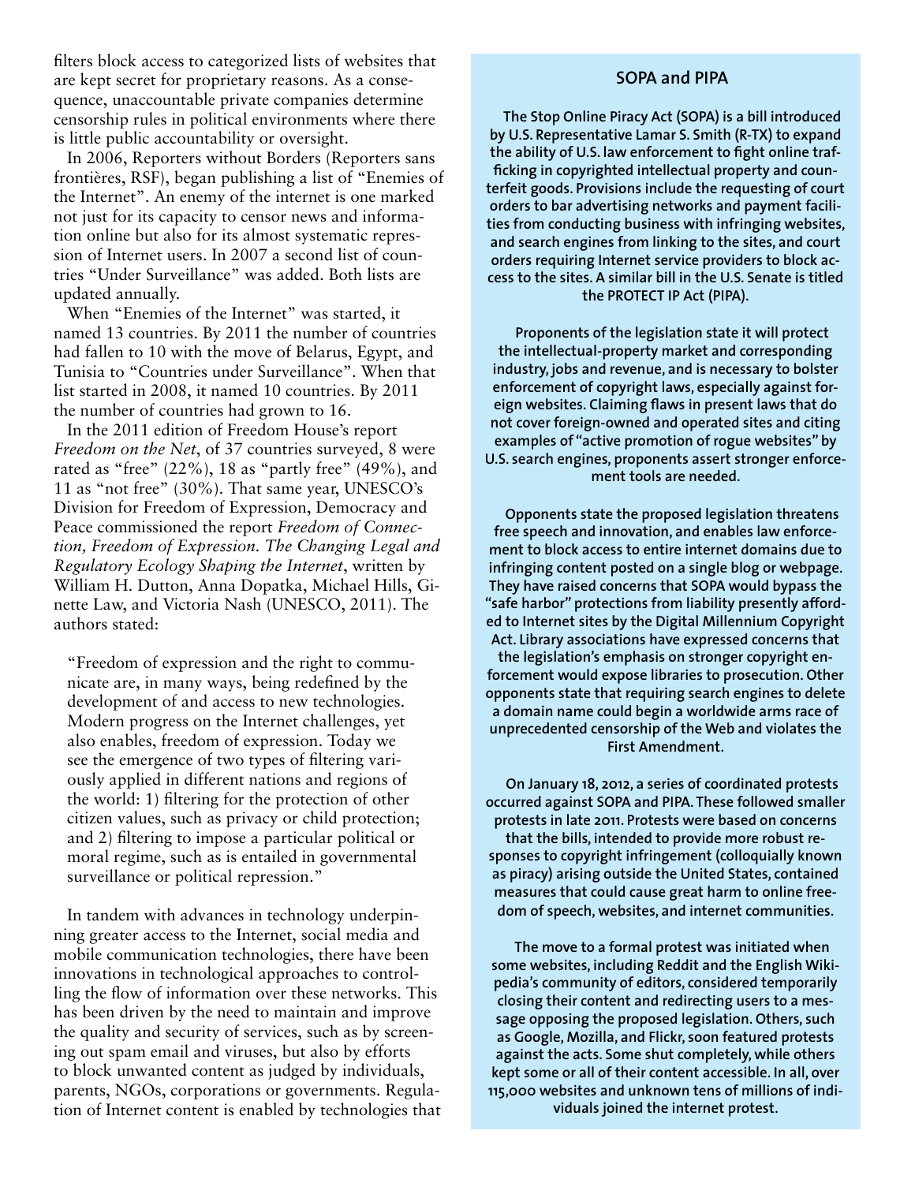filters block access to categorized lists of websites that are kept secret for proprietary reasons. As a consequence, unaccountable private companies determine censorship rules in political environments where there is little public accountability or oversight.

In 2006, Reporters without Borders (Reporters sans frontières, RSF), began publishing a list of "Enemies of the Internet". An enemy of the internet is one marked not just for its capacity to censor news and information online but also for its almost systematic repression of Internet users. In 2007 a second list of countries "Under Surveillance" was added. Both lists are updated annually.

When "Enemies of the Internet" was started, it named 13 countries. By 2011 the number of countries had fallen to 10 with the move of Belarus, Egypt, and Tunisia to "Countries under Surveillance". When that list started in 2008, it named 10 countries. By 2011 the number of countries had grown to 16.

In the 2011 edition of Freedom House's report *Freedom on the Net*, of 37 countries surveyed, 8 were rated as "free" (22%), 18 as "partly free" (49%), and 11 as "not free" (30%). That same year, UNESCO's Division for Freedom of Expression, Democracy and Peace commissioned the report *Freedom of Connection, Freedom of Expression. The Changing Legal and Regulatory Ecology Shaping the Internet*, written by William H. Dutton, Anna Dopatka, Michael Hills, Ginette Law, and Victoria Nash (UNESCO, 2011). The authors stated:

> "Freedom of expression and the right to communicate are, in many ways, being redefined by the development of and access to new technologies. Modern progress on the Internet challenges, yet also enables, freedom of expression. Today we see the emergence of two types of filtering variously applied in different nations and regions of the world: 1) filtering for the protection of other citizen values, such as privacy or child protection; and 2) filtering to impose a particular political or moral regime, such as is entailed in governmental surveillance or political repression."

In tandem with advances in technology underpinning greater access to the Internet, social media and mobile communication technologies, there have been innovations in technological approaches to controlling the flow of information over these networks. This has been driven by the need to maintain and improve the quality and security of services, such as by screening out spam email and viruses, but also by efforts to block unwanted content as judged by individuals, parents, NGOs, corporations or governments. Regulation of Internet content is enabled by technologies that

## SOPA and PIPA

**The Stop Online Piracy Act (SOPA) is a bill introduced by U.S. Representative Lamar S. Smith (R-TX) to expand the ability of U.S. law enforcement to fight online trafficking in copyrighted intellectual property and counterfeit goods. Provisions include the requesting of court orders to bar advertising networks and payment facilities from conducting business with infringing websites, and search engines from linking to the sites, and court orders requiring Internet service providers to block access to the sites. A similar bill in the U.S. Senate is titled the PROTECT IP Act (PIPA).**

**Proponents of the legislation state it will protect the intellectual-property market and corresponding industry, jobs and revenue, and is necessary to bolster enforcement of copyright laws, especially against foreign websites. Claiming flaws in present laws that do not cover foreign-owned and operated sites and citing examples of "active promotion of rogue websites" by U.S. search engines, proponents assert stronger enforcement tools are needed.**

**Opponents state the proposed legislation threatens free speech and innovation, and enables law enforcement to block access to entire internet domains due to infringing content posted on a single blog or webpage. They have raised concerns that SOPA would bypass the "safe harbor" protections from liability presently afforded to Internet sites by the Digital Millennium Copyright Act. Library associations have expressed concerns that the legislation's emphasis on stronger copyright enforcement would expose libraries to prosecution. Other opponents state that requiring search engines to delete a domain name could begin a worldwide arms race of unprecedented censorship of the Web and violates the First Amendment.**

**On January 18, 2012, a series of coordinated protests occurred against SOPA and PIPA. These followed smaller protests in late 2011. Protests were based on concerns that the bills, intended to provide more robust responses to copyright infringement (colloquially known as piracy) arising outside the United States, contained measures that could cause great harm to online freedom of speech, websites, and internet communities.**

**The move to a formal protest was initiated when some websites, including Reddit and the English Wikipedia's community of editors, considered temporarily closing their content and redirecting users to a message opposing the proposed legislation. Others, such as Google, Mozilla, and Flickr, soon featured protests against the acts. Some shut completely, while others kept some or all of their content accessible. In all, over 115,000 websites and unknown tens of millions of individuals joined the internet protest.**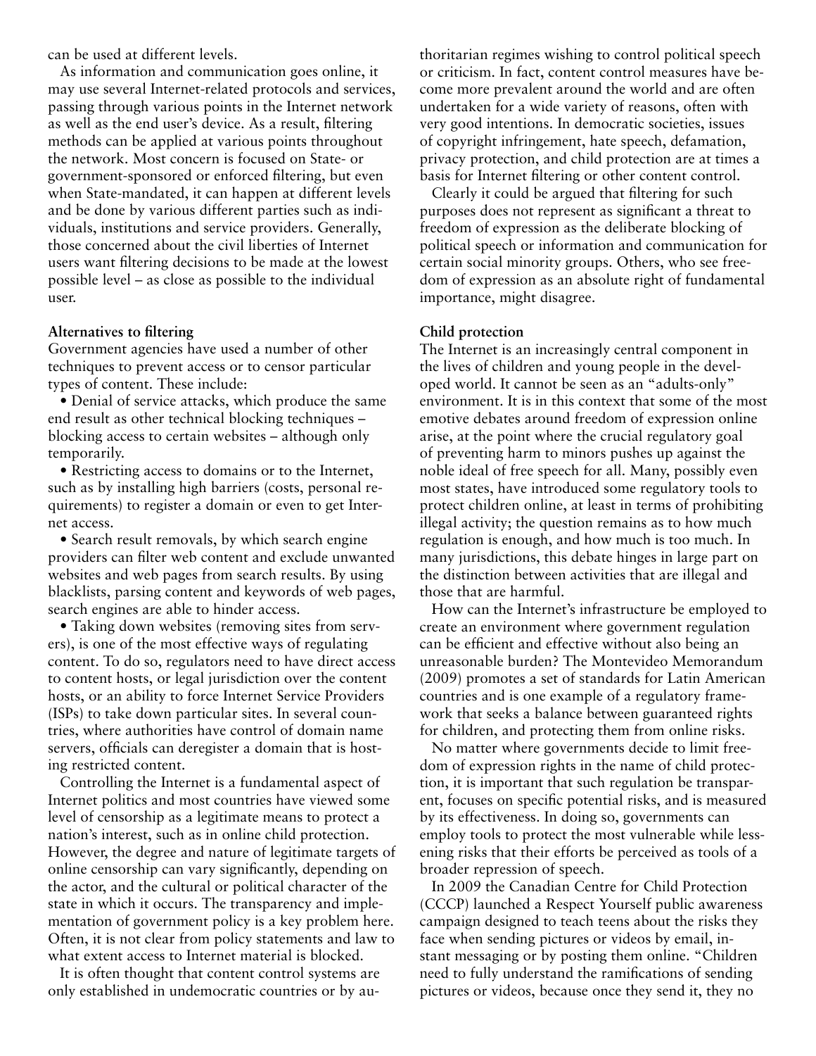can be used at different levels.

As information and communication goes online, it may use several Internet-related protocols and services, passing through various points in the Internet network as well as the end user's device. As a result, filtering methods can be applied at various points throughout the network. Most concern is focused on State- or government-sponsored or enforced filtering, but even when State-mandated, it can happen at different levels and be done by various different parties such as individuals, institutions and service providers. Generally, those concerned about the civil liberties of Internet users want filtering decisions to be made at the lowest possible level – as close as possible to the individual user.

**Alternatives to filtering**

Government agencies have used a number of other techniques to prevent access or to censor particular types of content. These include:

- Denial of service attacks, which produce the same end result as other technical blocking techniques – blocking access to certain websites – although only temporarily.
- Restricting access to domains or to the Internet, such as by installing high barriers (costs, personal requirements) to register a domain or even to get Internet access.
- Search result removals, by which search engine providers can filter web content and exclude unwanted websites and web pages from search results. By using blacklists, parsing content and keywords of web pages, search engines are able to hinder access.
- Taking down websites (removing sites from servers), is one of the most effective ways of regulating content. To do so, regulators need to have direct access to content hosts, or legal jurisdiction over the content hosts, or an ability to force Internet Service Providers (ISPs) to take down particular sites. In several countries, where authorities have control of domain name servers, officials can deregister a domain that is hosting restricted content.

Controlling the Internet is a fundamental aspect of Internet politics and most countries have viewed some level of censorship as a legitimate means to protect a nation's interest, such as in online child protection. However, the degree and nature of legitimate targets of online censorship can vary significantly, depending on the actor, and the cultural or political character of the state in which it occurs. The transparency and implementation of government policy is a key problem here. Often, it is not clear from policy statements and law to what extent access to Internet material is blocked.

It is often thought that content control systems are only established in undemocratic countries or by authoritarian regimes wishing to control political speech or criticism. In fact, content control measures have become more prevalent around the world and are often undertaken for a wide variety of reasons, often with very good intentions. In democratic societies, issues of copyright infringement, hate speech, defamation, privacy protection, and child protection are at times a basis for Internet filtering or other content control.

Clearly it could be argued that filtering for such purposes does not represent as significant a threat to freedom of expression as the deliberate blocking of political speech or information and communication for certain social minority groups. Others, who see freedom of expression as an absolute right of fundamental importance, might disagree.

**Child protection**

The Internet is an increasingly central component in the lives of children and young people in the developed world. It cannot be seen as an "adults-only" environment. It is in this context that some of the most emotive debates around freedom of expression online arise, at the point where the crucial regulatory goal of preventing harm to minors pushes up against the noble ideal of free speech for all. Many, possibly even most states, have introduced some regulatory tools to protect children online, at least in terms of prohibiting illegal activity; the question remains as to how much regulation is enough, and how much is too much. In many jurisdictions, this debate hinges in large part on the distinction between activities that are illegal and those that are harmful.

How can the Internet's infrastructure be employed to create an environment where government regulation can be efficient and effective without also being an unreasonable burden? The Montevideo Memorandum (2009) promotes a set of standards for Latin American countries and is one example of a regulatory framework that seeks a balance between guaranteed rights for children, and protecting them from online risks.

No matter where governments decide to limit freedom of expression rights in the name of child protection, it is important that such regulation be transparent, focuses on specific potential risks, and is measured by its effectiveness. In doing so, governments can employ tools to protect the most vulnerable while lessening risks that their efforts be perceived as tools of a broader repression of speech.

In 2009 the Canadian Centre for Child Protection (CCCP) launched a Respect Yourself public awareness campaign designed to teach teens about the risks they face when sending pictures or videos by email, instant messaging or by posting them online. "Children need to fully understand the ramifications of sending pictures or videos, because once they send it, they no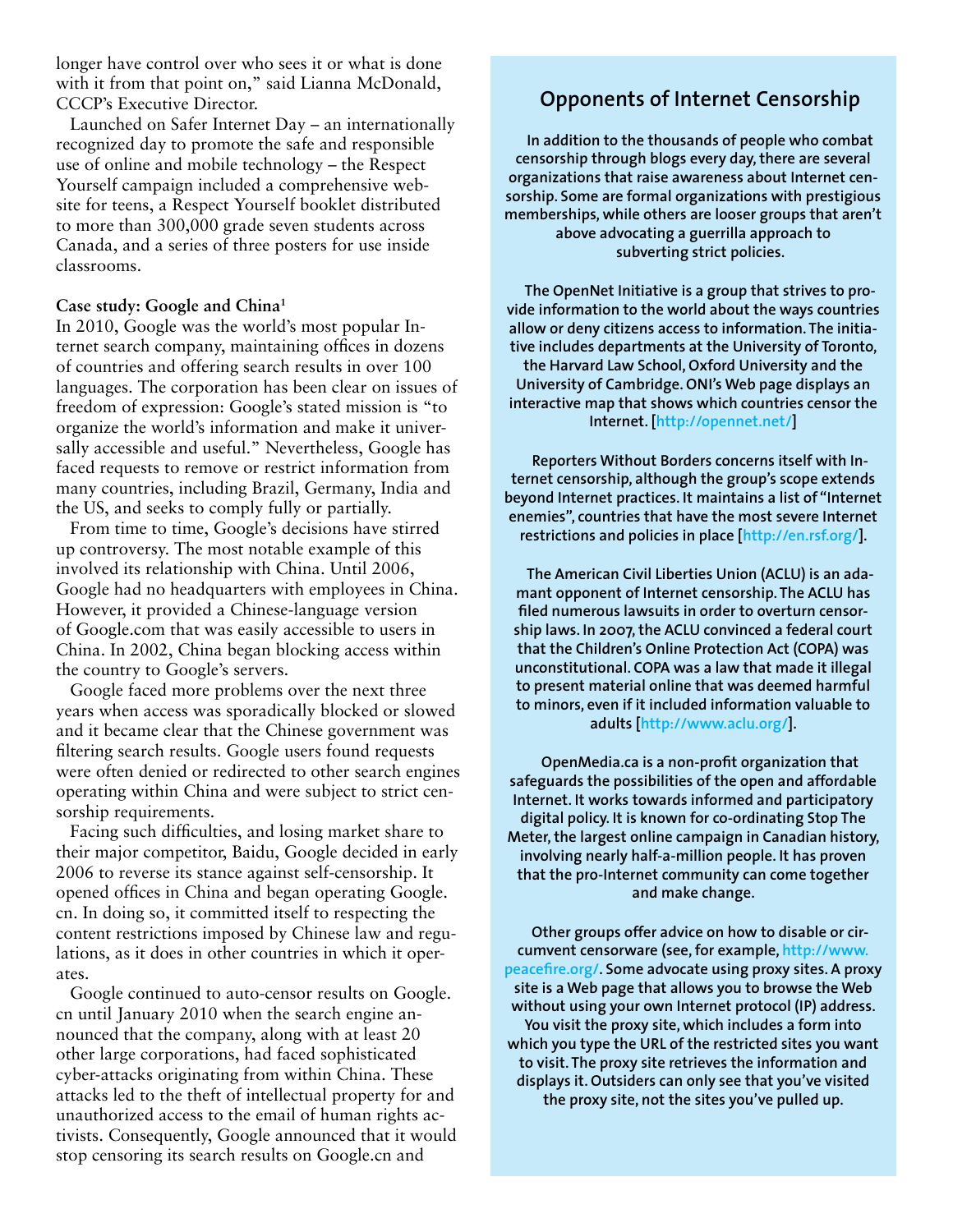longer have control over who sees it or what is done with it from that point on," said Lianna McDonald, CCCP's Executive Director.

Launched on Safer Internet Day – an internationally recognized day to promote the safe and responsible use of online and mobile technology – the Respect Yourself campaign included a comprehensive website for teens, a Respect Yourself booklet distributed to more than 300,000 grade seven students across Canada, and a series of three posters for use inside classrooms.

**Case study: Google and China[1]**

In 2010, Google was the world's most popular Internet search company, maintaining offices in dozens of countries and offering search results in over 100 languages. The corporation has been clear on issues of freedom of expression: Google's stated mission is "to organize the world's information and make it universally accessible and useful." Nevertheless, Google has faced requests to remove or restrict information from many countries, including Brazil, Germany, India and the US, and seeks to comply fully or partially.

From time to time, Google's decisions have stirred up controversy. The most notable example of this involved its relationship with China. Until 2006, Google had no headquarters with employees in China. However, it provided a Chinese-language version of Google.com that was easily accessible to users in China. In 2002, China began blocking access within the country to Google's servers.

Google faced more problems over the next three years when access was sporadically blocked or slowed and it became clear that the Chinese government was filtering search results. Google users found requests were often denied or redirected to other search engines operating within China and were subject to strict censorship requirements.

Facing such difficulties, and losing market share to their major competitor, Baidu, Google decided in early 2006 to reverse its stance against self-censorship. It opened offices in China and began operating Google.cn. In doing so, it committed itself to respecting the content restrictions imposed by Chinese law and regulations, as it does in other countries in which it operates.

Google continued to auto-censor results on Google.cn until January 2010 when the search engine announced that the company, along with at least 20 other large corporations, had faced sophisticated cyber-attacks originating from within China. These attacks led to the theft of intellectual property for and unauthorized access to the email of human rights activists. Consequently, Google announced that it would stop censoring its search results on Google.cn and

## Opponents of Internet Censorship

In addition to the thousands of people who combat censorship through blogs every day, there are several organizations that raise awareness about Internet censorship. Some are formal organizations with prestigious memberships, while others are looser groups that aren't above advocating a guerrilla approach to subverting strict policies.

The OpenNet Initiative is a group that strives to provide information to the world about the ways countries allow or deny citizens access to information. The initiative includes departments at the University of Toronto, the Harvard Law School, Oxford University and the University of Cambridge. ONI's Web page displays an interactive map that shows which countries censor the Internet. [http://opennet.net/]

Reporters Without Borders concerns itself with Internet censorship, although the group's scope extends beyond Internet practices. It maintains a list of "Internet enemies", countries that have the most severe Internet restrictions and policies in place [http://en.rsf.org/].

The American Civil Liberties Union (ACLU) is an adamant opponent of Internet censorship. The ACLU has filed numerous lawsuits in order to overturn censorship laws. In 2007, the ACLU convinced a federal court that the Children's Online Protection Act (COPA) was unconstitutional. COPA was a law that made it illegal to present material online that was deemed harmful to minors, even if it included information valuable to adults [http://www.aclu.org/].

OpenMedia.ca is a non-profit organization that safeguards the possibilities of the open and affordable Internet. It works towards informed and participatory digital policy. It is known for co-ordinating Stop The Meter, the largest online campaign in Canadian history, involving nearly half-a-million people. It has proven that the pro-Internet community can come together and make change.

Other groups offer advice on how to disable or circumvent censorware (see, for example, http://www.peacefire.org/. Some advocate using proxy sites. A proxy site is a Web page that allows you to browse the Web without using your own Internet protocol (IP) address. You visit the proxy site, which includes a form into which you type the URL of the restricted sites you want to visit. The proxy site retrieves the information and displays it. Outsiders can only see that you've visited the proxy site, not the sites you've pulled up.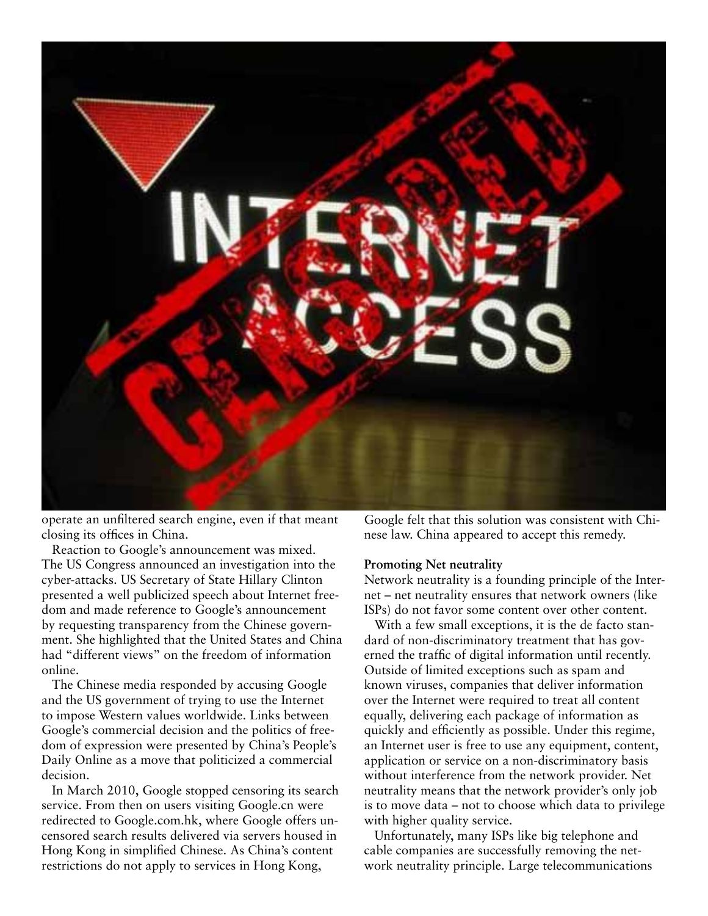operate an unfiltered search engine, even if that meant closing its offices in China.

Reaction to Google's announcement was mixed. The US Congress announced an investigation into the cyber-attacks. US Secretary of State Hillary Clinton presented a well publicized speech about Internet freedom and made reference to Google's announcement by requesting transparency from the Chinese government. She highlighted that the United States and China had "different views" on the freedom of information online.

The Chinese media responded by accusing Google and the US government of trying to use the Internet to impose Western values worldwide. Links between Google's commercial decision and the politics of freedom of expression were presented by China's People's Daily Online as a move that politicized a commercial decision.

In March 2010, Google stopped censoring its search service. From then on users visiting Google.cn were redirected to Google.com.hk, where Google offers uncensored search results delivered via servers housed in Hong Kong in simplified Chinese. As China's content restrictions do not apply to services in Hong Kong, Google felt that this solution was consistent with Chinese law. China appeared to accept this remedy.

**Promoting Net neutrality**

Network neutrality is a founding principle of the Internet – net neutrality ensures that network owners (like ISPs) do not favor some content over other content.

With a few small exceptions, it is the de facto standard of non-discriminatory treatment that has governed the traffic of digital information until recently. Outside of limited exceptions such as spam and known viruses, companies that deliver information over the Internet were required to treat all content equally, delivering each package of information as quickly and efficiently as possible. Under this regime, an Internet user is free to use any equipment, content, application or service on a non-discriminatory basis without interference from the network provider. Net neutrality means that the network provider's only job is to move data – not to choose which data to privilege with higher quality service.

Unfortunately, many ISPs like big telephone and cable companies are successfully removing the network neutrality principle. Large telecommunications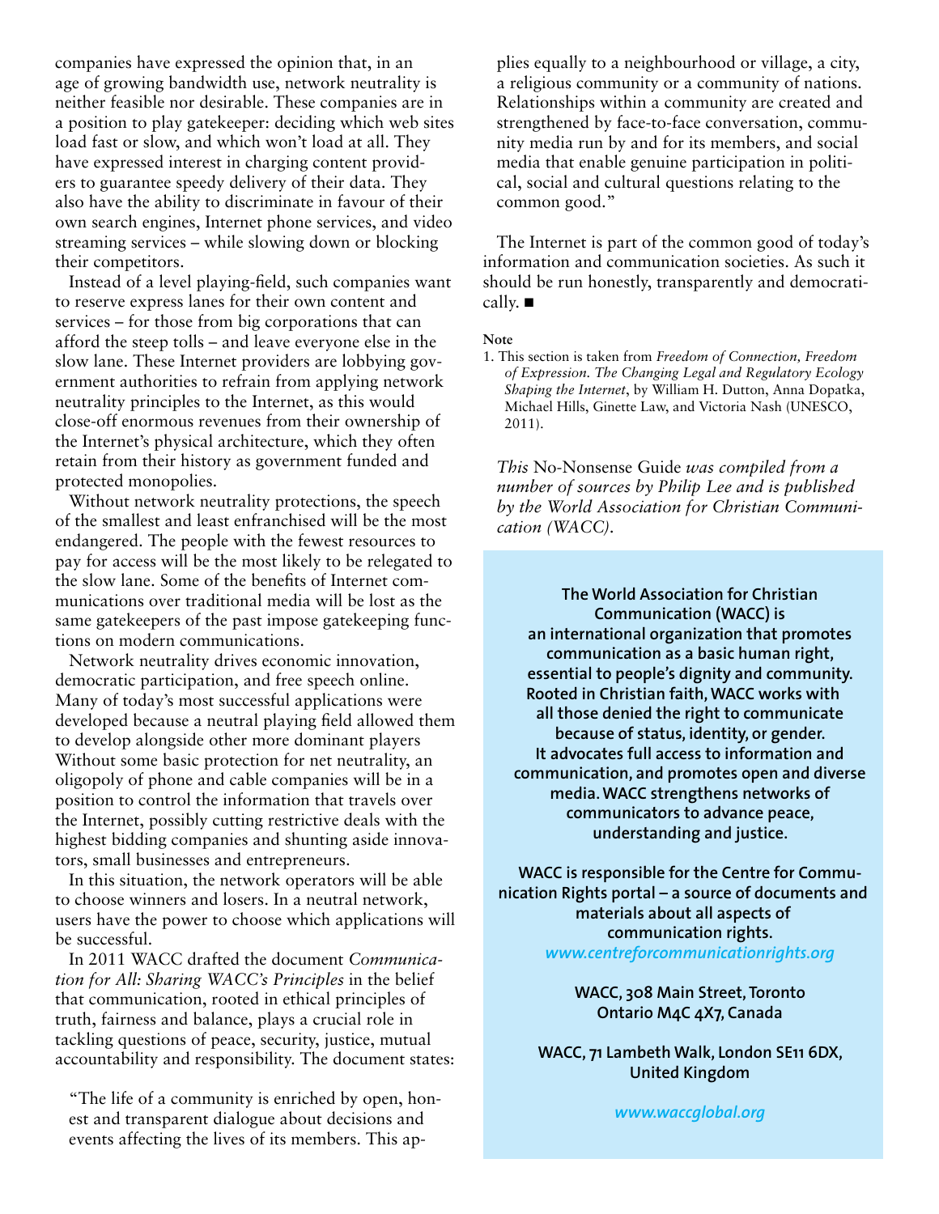companies have expressed the opinion that, in an age of growing bandwidth use, network neutrality is neither feasible nor desirable. These companies are in a position to play gatekeeper: deciding which web sites load fast or slow, and which won't load at all. They have expressed interest in charging content providers to guarantee speedy delivery of their data. They also have the ability to discriminate in favour of their own search engines, Internet phone services, and video streaming services – while slowing down or blocking their competitors.

Instead of a level playing-field, such companies want to reserve express lanes for their own content and services – for those from big corporations that can afford the steep tolls – and leave everyone else in the slow lane. These Internet providers are lobbying government authorities to refrain from applying network neutrality principles to the Internet, as this would close-off enormous revenues from their ownership of the Internet's physical architecture, which they often retain from their history as government funded and protected monopolies.

Without network neutrality protections, the speech of the smallest and least enfranchised will be the most endangered. The people with the fewest resources to pay for access will be the most likely to be relegated to the slow lane. Some of the benefits of Internet communications over traditional media will be lost as the same gatekeepers of the past impose gatekeeping functions on modern communications.

Network neutrality drives economic innovation, democratic participation, and free speech online. Many of today's most successful applications were developed because a neutral playing field allowed them to develop alongside other more dominant players Without some basic protection for net neutrality, an oligopoly of phone and cable companies will be in a position to control the information that travels over the Internet, possibly cutting restrictive deals with the highest bidding companies and shunting aside innovators, small businesses and entrepreneurs.

In this situation, the network operators will be able to choose winners and losers. In a neutral network, users have the power to choose which applications will be successful.

In 2011 WACC drafted the document *Communication for All: Sharing WACC's Principles* in the belief that communication, rooted in ethical principles of truth, fairness and balance, plays a crucial role in tackling questions of peace, security, justice, mutual accountability and responsibility. The document states:

> "The life of a community is enriched by open, honest and transparent dialogue about decisions and events affecting the lives of its members. This applies equally to a neighbourhood or village, a city, a religious community or a community of nations. Relationships within a community are created and strengthened by face-to-face conversation, community media run by and for its members, and social media that enable genuine participation in political, social and cultural questions relating to the common good."

The Internet is part of the common good of today's information and communication societies. As such it should be run honestly, transparently and democratically. ■

**Note**

1. This section is taken from *Freedom of Connection, Freedom of Expression. The Changing Legal and Regulatory Ecology Shaping the Internet*, by William H. Dutton, Anna Dopatka, Michael Hills, Ginette Law, and Victoria Nash (UNESCO, 2011).

*This* No-Nonsense Guide *was compiled from a number of sources by Philip Lee and is published by the World Association for Christian Communication (WACC).*

**The World Association for Christian Communication (WACC) is an international organization that promotes communication as a basic human right, essential to people's dignity and community. Rooted in Christian faith, WACC works with all those denied the right to communicate because of status, identity, or gender. It advocates full access to information and communication, and promotes open and diverse media. WACC strengthens networks of communicators to advance peace, understanding and justice.**

**WACC is responsible for the Centre for Communication Rights portal – a source of documents and materials about all aspects of communication rights.**
***www.centreforcommunicationrights.org***

**WACC, 308 Main Street, Toronto Ontario M4C 4X7, Canada**

**WACC, 71 Lambeth Walk, London SE11 6DX, United Kingdom**

***www.waccglobal.org***